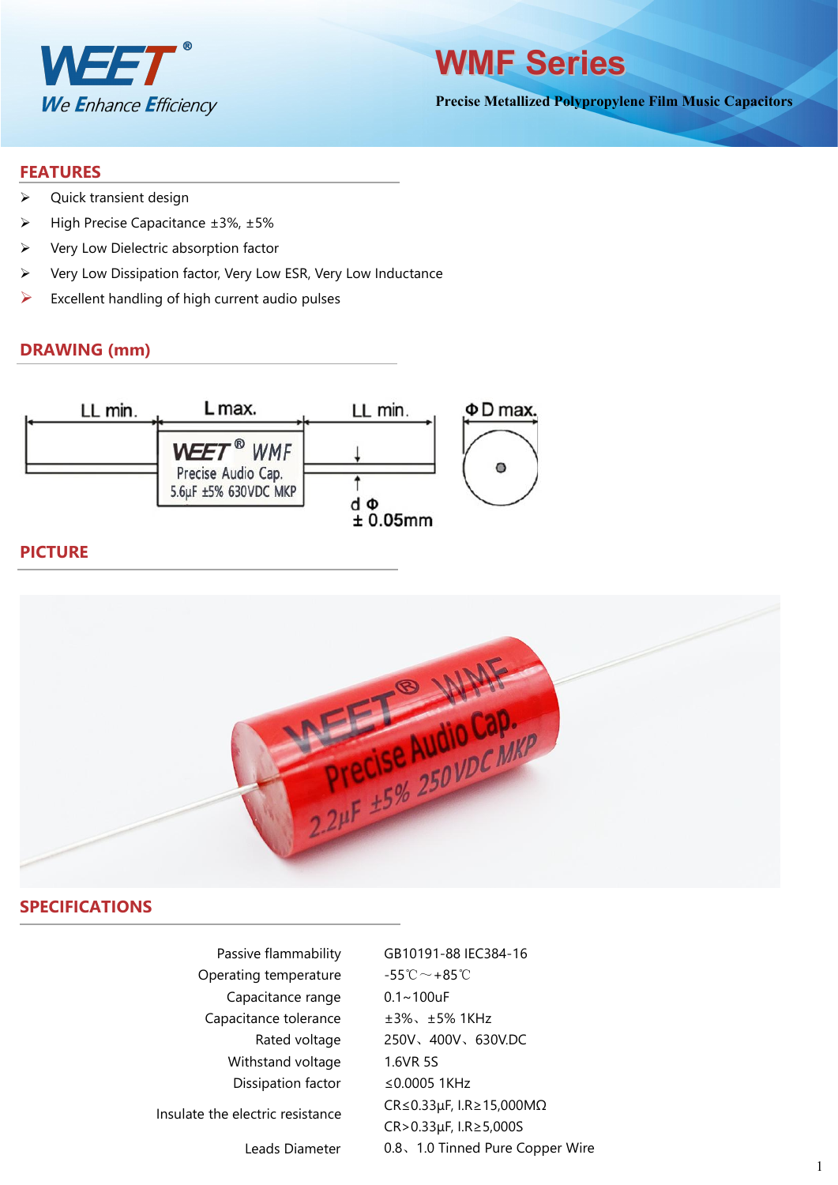# WMF Series

**Precise Metallized Polypropylene Film Music Capacitors**

## FEATURES

- Quick transient design
- High Precise Capacitance ±3%, ±5%
- Very Low Dielectric absorption factor
- Very Low Dissipation factor, Very Low ESR, Very Low Inductance
- Excellent handling of high current audio pulses

## DRAWING (mm)

LL min. | L max. | LL min. | ΦD max.

d Φ ± 0.05mm

## PICTURE

## SPECIFICATIONS

| | |
|---|---|
| Passive flammability | GB10191-88 IEC384-16 |
| Operating temperature | -55℃～+85℃ |
| Capacitance range | 0.1~100uF |
| Capacitance tolerance | ±3%、±5% 1KHz |
| Rated voltage | 250V、400V、630V.DC |
| Withstand voltage | 1.6VR 5S |
| Dissipation factor | ≤0.0005 1KHz |
| Insulate the electric resistance | CR≤0.33μF, I.R≥15,000MΩ<br>CR>0.33μF, I.R≥5,000S |
| Leads Diameter | 0.8、1.0 Tinned Pure Copper Wire |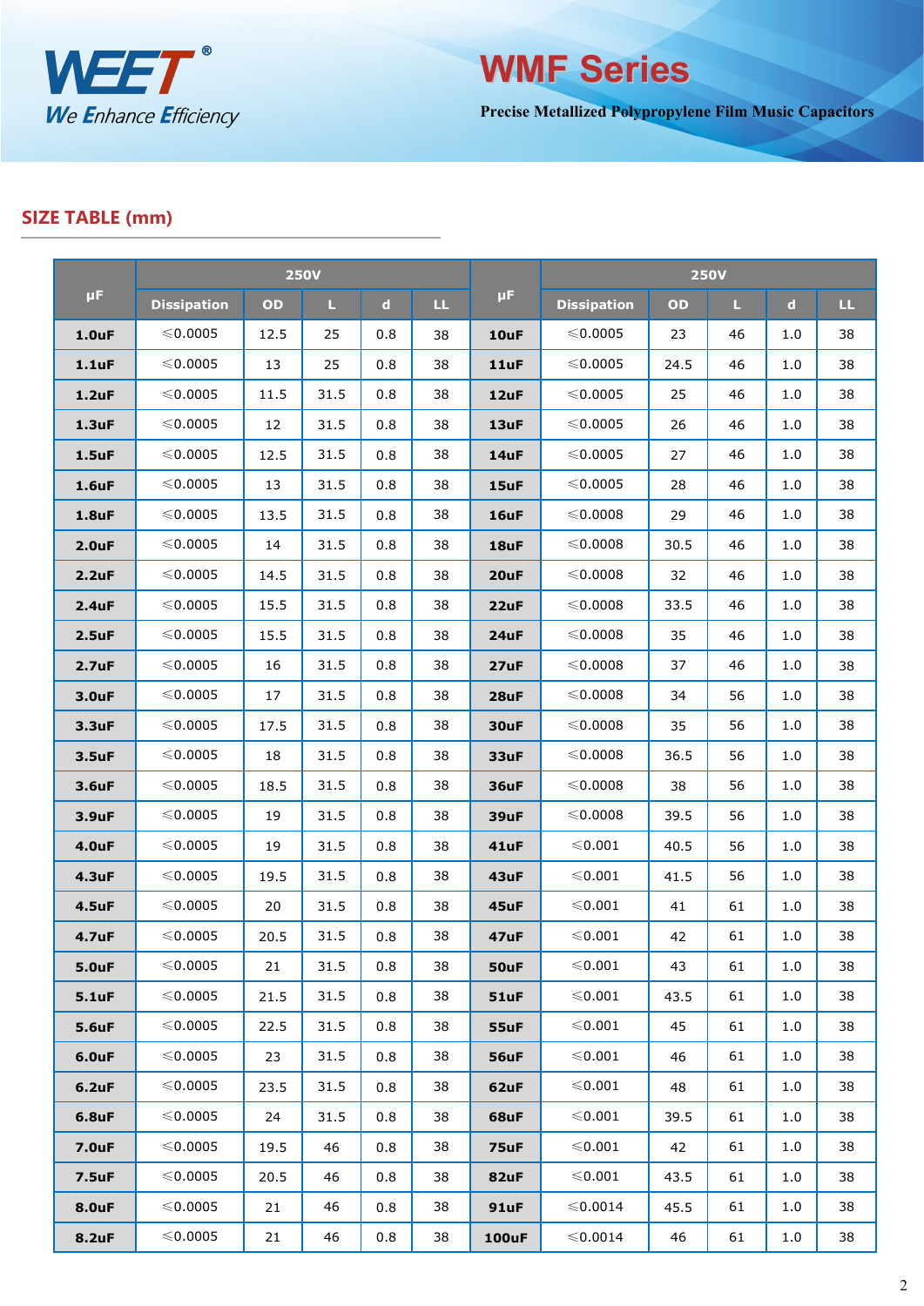WEET®

*We Enhance Efficiency*

# WMF Series

**Precise Metallized Polypropylene Film Music Capacitors**

## SIZE TABLE (mm)

| μF | 250V | | | | | μF | 250V | | | | |
|---|---|---|---|---|---|---|---|---|---|---|---|
| | Dissipation | OD | L | d | LL | | Dissipation | OD | L | d | LL |
| **1.0uF** | ≤0.0005 | 12.5 | 25 | 0.8 | 38 | **10uF** | ≤0.0005 | 23 | 46 | 1.0 | 38 |
| **1.1uF** | ≤0.0005 | 13 | 25 | 0.8 | 38 | **11uF** | ≤0.0005 | 24.5 | 46 | 1.0 | 38 |
| **1.2uF** | ≤0.0005 | 11.5 | 31.5 | 0.8 | 38 | **12uF** | ≤0.0005 | 25 | 46 | 1.0 | 38 |
| **1.3uF** | ≤0.0005 | 12 | 31.5 | 0.8 | 38 | **13uF** | ≤0.0005 | 26 | 46 | 1.0 | 38 |
| **1.5uF** | ≤0.0005 | 12.5 | 31.5 | 0.8 | 38 | **14uF** | ≤0.0005 | 27 | 46 | 1.0 | 38 |
| **1.6uF** | ≤0.0005 | 13 | 31.5 | 0.8 | 38 | **15uF** | ≤0.0005 | 28 | 46 | 1.0 | 38 |
| **1.8uF** | ≤0.0005 | 13.5 | 31.5 | 0.8 | 38 | **16uF** | ≤0.0008 | 29 | 46 | 1.0 | 38 |
| **2.0uF** | ≤0.0005 | 14 | 31.5 | 0.8 | 38 | **18uF** | ≤0.0008 | 30.5 | 46 | 1.0 | 38 |
| **2.2uF** | ≤0.0005 | 14.5 | 31.5 | 0.8 | 38 | **20uF** | ≤0.0008 | 32 | 46 | 1.0 | 38 |
| **2.4uF** | ≤0.0005 | 15.5 | 31.5 | 0.8 | 38 | **22uF** | ≤0.0008 | 33.5 | 46 | 1.0 | 38 |
| **2.5uF** | ≤0.0005 | 15.5 | 31.5 | 0.8 | 38 | **24uF** | ≤0.0008 | 35 | 46 | 1.0 | 38 |
| **2.7uF** | ≤0.0005 | 16 | 31.5 | 0.8 | 38 | **27uF** | ≤0.0008 | 37 | 46 | 1.0 | 38 |
| **3.0uF** | ≤0.0005 | 17 | 31.5 | 0.8 | 38 | **28uF** | ≤0.0008 | 34 | 56 | 1.0 | 38 |
| **3.3uF** | ≤0.0005 | 17.5 | 31.5 | 0.8 | 38 | **30uF** | ≤0.0008 | 35 | 56 | 1.0 | 38 |
| **3.5uF** | ≤0.0005 | 18 | 31.5 | 0.8 | 38 | **33uF** | ≤0.0008 | 36.5 | 56 | 1.0 | 38 |
| **3.6uF** | ≤0.0005 | 18.5 | 31.5 | 0.8 | 38 | **36uF** | ≤0.0008 | 38 | 56 | 1.0 | 38 |
| **3.9uF** | ≤0.0005 | 19 | 31.5 | 0.8 | 38 | **39uF** | ≤0.0008 | 39.5 | 56 | 1.0 | 38 |
| **4.0uF** | ≤0.0005 | 19 | 31.5 | 0.8 | 38 | **41uF** | ≤0.001 | 40.5 | 56 | 1.0 | 38 |
| **4.3uF** | ≤0.0005 | 19.5 | 31.5 | 0.8 | 38 | **43uF** | ≤0.001 | 41.5 | 56 | 1.0 | 38 |
| **4.5uF** | ≤0.0005 | 20 | 31.5 | 0.8 | 38 | **45uF** | ≤0.001 | 41 | 61 | 1.0 | 38 |
| **4.7uF** | ≤0.0005 | 20.5 | 31.5 | 0.8 | 38 | **47uF** | ≤0.001 | 42 | 61 | 1.0 | 38 |
| **5.0uF** | ≤0.0005 | 21 | 31.5 | 0.8 | 38 | **50uF** | ≤0.001 | 43 | 61 | 1.0 | 38 |
| **5.1uF** | ≤0.0005 | 21.5 | 31.5 | 0.8 | 38 | **51uF** | ≤0.001 | 43.5 | 61 | 1.0 | 38 |
| **5.6uF** | ≤0.0005 | 22.5 | 31.5 | 0.8 | 38 | **55uF** | ≤0.001 | 45 | 61 | 1.0 | 38 |
| **6.0uF** | ≤0.0005 | 23 | 31.5 | 0.8 | 38 | **56uF** | ≤0.001 | 46 | 61 | 1.0 | 38 |
| **6.2uF** | ≤0.0005 | 23.5 | 31.5 | 0.8 | 38 | **62uF** | ≤0.001 | 48 | 61 | 1.0 | 38 |
| **6.8uF** | ≤0.0005 | 24 | 31.5 | 0.8 | 38 | **68uF** | ≤0.001 | 39.5 | 61 | 1.0 | 38 |
| **7.0uF** | ≤0.0005 | 19.5 | 46 | 0.8 | 38 | **75uF** | ≤0.001 | 42 | 61 | 1.0 | 38 |
| **7.5uF** | ≤0.0005 | 20.5 | 46 | 0.8 | 38 | **82uF** | ≤0.001 | 43.5 | 61 | 1.0 | 38 |
| **8.0uF** | ≤0.0005 | 21 | 46 | 0.8 | 38 | **91uF** | ≤0.0014 | 45.5 | 61 | 1.0 | 38 |
| **8.2uF** | ≤0.0005 | 21 | 46 | 0.8 | 38 | **100uF** | ≤0.0014 | 46 | 61 | 1.0 | 38 |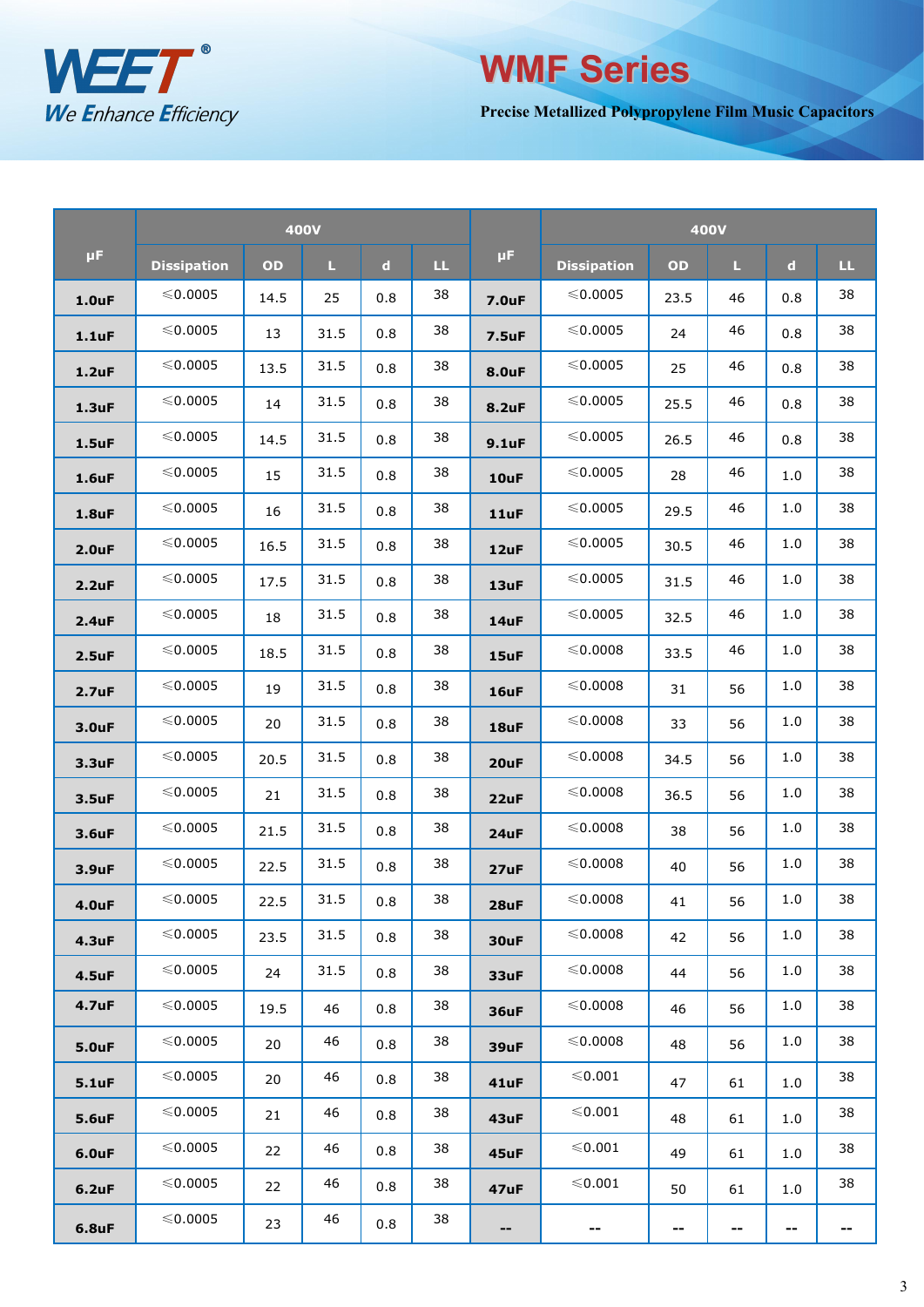# WMF Series

**Precise Metallized Polypropylene Film Music Capacitors**

| μF | 400V | | | | | μF | 400V | | | | |
|---|---|---|---|---|---|---|---|---|---|---|---|
| | Dissipation | OD | L | d | LL | | Dissipation | OD | L | d | LL |
| **1.0uF** | ≤0.0005 | 14.5 | 25 | 0.8 | 38 | **7.0uF** | ≤0.0005 | 23.5 | 46 | 0.8 | 38 |
| **1.1uF** | ≤0.0005 | 13 | 31.5 | 0.8 | 38 | **7.5uF** | ≤0.0005 | 24 | 46 | 0.8 | 38 |
| **1.2uF** | ≤0.0005 | 13.5 | 31.5 | 0.8 | 38 | **8.0uF** | ≤0.0005 | 25 | 46 | 0.8 | 38 |
| **1.3uF** | ≤0.0005 | 14 | 31.5 | 0.8 | 38 | **8.2uF** | ≤0.0005 | 25.5 | 46 | 0.8 | 38 |
| **1.5uF** | ≤0.0005 | 14.5 | 31.5 | 0.8 | 38 | **9.1uF** | ≤0.0005 | 26.5 | 46 | 0.8 | 38 |
| **1.6uF** | ≤0.0005 | 15 | 31.5 | 0.8 | 38 | **10uF** | ≤0.0005 | 28 | 46 | 1.0 | 38 |
| **1.8uF** | ≤0.0005 | 16 | 31.5 | 0.8 | 38 | **11uF** | ≤0.0005 | 29.5 | 46 | 1.0 | 38 |
| **2.0uF** | ≤0.0005 | 16.5 | 31.5 | 0.8 | 38 | **12uF** | ≤0.0005 | 30.5 | 46 | 1.0 | 38 |
| **2.2uF** | ≤0.0005 | 17.5 | 31.5 | 0.8 | 38 | **13uF** | ≤0.0005 | 31.5 | 46 | 1.0 | 38 |
| **2.4uF** | ≤0.0005 | 18 | 31.5 | 0.8 | 38 | **14uF** | ≤0.0005 | 32.5 | 46 | 1.0 | 38 |
| **2.5uF** | ≤0.0005 | 18.5 | 31.5 | 0.8 | 38 | **15uF** | ≤0.0008 | 33.5 | 46 | 1.0 | 38 |
| **2.7uF** | ≤0.0005 | 19 | 31.5 | 0.8 | 38 | **16uF** | ≤0.0008 | 31 | 56 | 1.0 | 38 |
| **3.0uF** | ≤0.0005 | 20 | 31.5 | 0.8 | 38 | **18uF** | ≤0.0008 | 33 | 56 | 1.0 | 38 |
| **3.3uF** | ≤0.0005 | 20.5 | 31.5 | 0.8 | 38 | **20uF** | ≤0.0008 | 34.5 | 56 | 1.0 | 38 |
| **3.5uF** | ≤0.0005 | 21 | 31.5 | 0.8 | 38 | **22uF** | ≤0.0008 | 36.5 | 56 | 1.0 | 38 |
| **3.6uF** | ≤0.0005 | 21.5 | 31.5 | 0.8 | 38 | **24uF** | ≤0.0008 | 38 | 56 | 1.0 | 38 |
| **3.9uF** | ≤0.0005 | 22.5 | 31.5 | 0.8 | 38 | **27uF** | ≤0.0008 | 40 | 56 | 1.0 | 38 |
| **4.0uF** | ≤0.0005 | 22.5 | 31.5 | 0.8 | 38 | **28uF** | ≤0.0008 | 41 | 56 | 1.0 | 38 |
| **4.3uF** | ≤0.0005 | 23.5 | 31.5 | 0.8 | 38 | **30uF** | ≤0.0008 | 42 | 56 | 1.0 | 38 |
| **4.5uF** | ≤0.0005 | 24 | 31.5 | 0.8 | 38 | **33uF** | ≤0.0008 | 44 | 56 | 1.0 | 38 |
| **4.7uF** | ≤0.0005 | 19.5 | 46 | 0.8 | 38 | **36uF** | ≤0.0008 | 46 | 56 | 1.0 | 38 |
| **5.0uF** | ≤0.0005 | 20 | 46 | 0.8 | 38 | **39uF** | ≤0.0008 | 48 | 56 | 1.0 | 38 |
| **5.1uF** | ≤0.0005 | 20 | 46 | 0.8 | 38 | **41uF** | ≤0.001 | 47 | 61 | 1.0 | 38 |
| **5.6uF** | ≤0.0005 | 21 | 46 | 0.8 | 38 | **43uF** | ≤0.001 | 48 | 61 | 1.0 | 38 |
| **6.0uF** | ≤0.0005 | 22 | 46 | 0.8 | 38 | **45uF** | ≤0.001 | 49 | 61 | 1.0 | 38 |
| **6.2uF** | ≤0.0005 | 22 | 46 | 0.8 | 38 | **47uF** | ≤0.001 | 50 | 61 | 1.0 | 38 |
| **6.8uF** | ≤0.0005 | 23 | 46 | 0.8 | 38 | **--** | -- | -- | -- | -- | -- |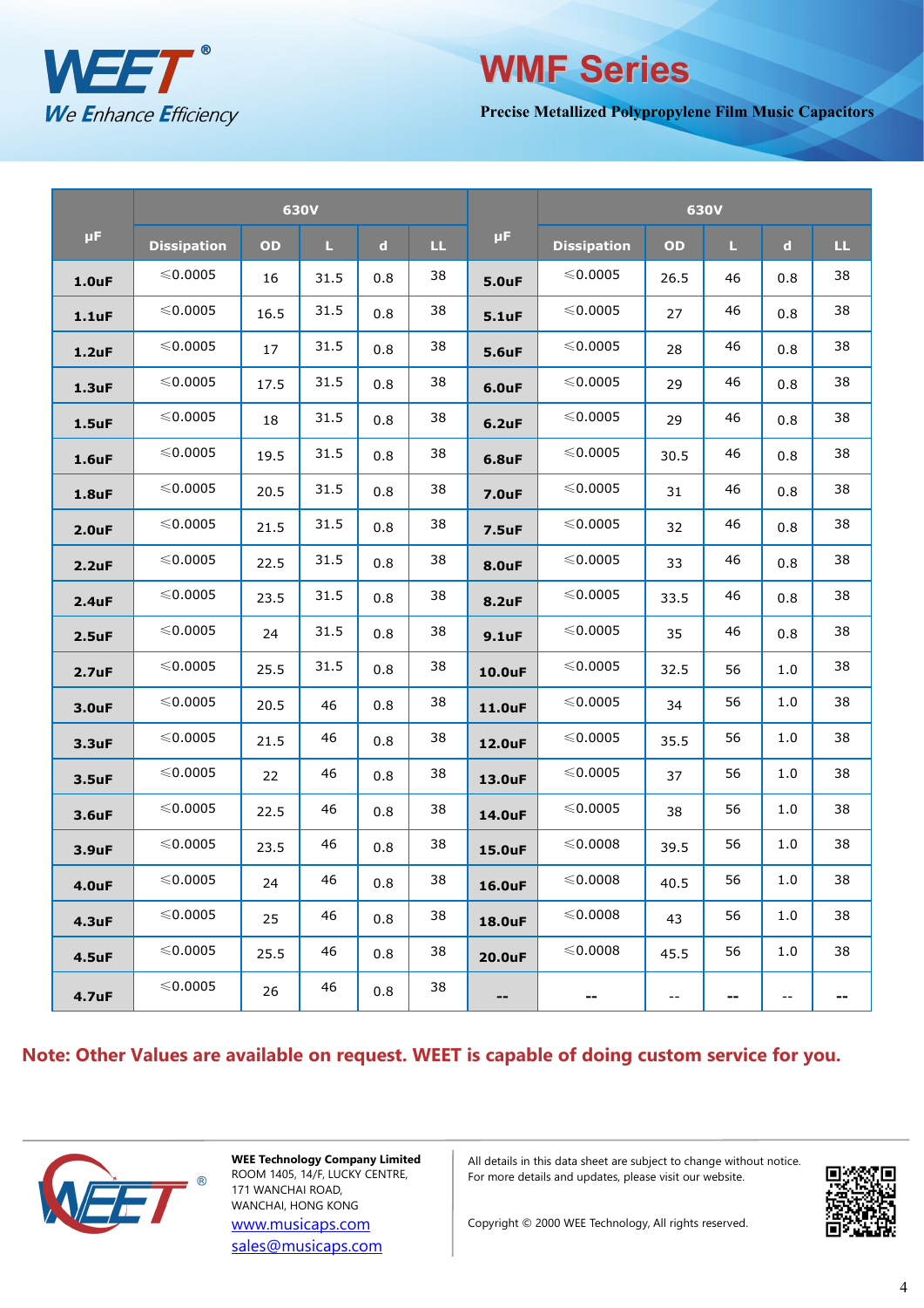# WMF Series

**Precise Metallized Polypropylene Film Music Capacitors**

| µF | 630V | | | | | µF | 630V | | | | |
|---|---|---|---|---|---|---|---|---|---|---|---|
| | Dissipation | OD | L | d | LL | | Dissipation | OD | L | d | LL |
| **1.0uF** | ≤0.0005 | 16 | 31.5 | 0.8 | 38 | **5.0uF** | ≤0.0005 | 26.5 | 46 | 0.8 | 38 |
| **1.1uF** | ≤0.0005 | 16.5 | 31.5 | 0.8 | 38 | **5.1uF** | ≤0.0005 | 27 | 46 | 0.8 | 38 |
| **1.2uF** | ≤0.0005 | 17 | 31.5 | 0.8 | 38 | **5.6uF** | ≤0.0005 | 28 | 46 | 0.8 | 38 |
| **1.3uF** | ≤0.0005 | 17.5 | 31.5 | 0.8 | 38 | **6.0uF** | ≤0.0005 | 29 | 46 | 0.8 | 38 |
| **1.5uF** | ≤0.0005 | 18 | 31.5 | 0.8 | 38 | **6.2uF** | ≤0.0005 | 29 | 46 | 0.8 | 38 |
| **1.6uF** | ≤0.0005 | 19.5 | 31.5 | 0.8 | 38 | **6.8uF** | ≤0.0005 | 30.5 | 46 | 0.8 | 38 |
| **1.8uF** | ≤0.0005 | 20.5 | 31.5 | 0.8 | 38 | **7.0uF** | ≤0.0005 | 31 | 46 | 0.8 | 38 |
| **2.0uF** | ≤0.0005 | 21.5 | 31.5 | 0.8 | 38 | **7.5uF** | ≤0.0005 | 32 | 46 | 0.8 | 38 |
| **2.2uF** | ≤0.0005 | 22.5 | 31.5 | 0.8 | 38 | **8.0uF** | ≤0.0005 | 33 | 46 | 0.8 | 38 |
| **2.4uF** | ≤0.0005 | 23.5 | 31.5 | 0.8 | 38 | **8.2uF** | ≤0.0005 | 33.5 | 46 | 0.8 | 38 |
| **2.5uF** | ≤0.0005 | 24 | 31.5 | 0.8 | 38 | **9.1uF** | ≤0.0005 | 35 | 46 | 0.8 | 38 |
| **2.7uF** | ≤0.0005 | 25.5 | 31.5 | 0.8 | 38 | **10.0uF** | ≤0.0005 | 32.5 | 56 | 1.0 | 38 |
| **3.0uF** | ≤0.0005 | 20.5 | 46 | 0.8 | 38 | **11.0uF** | ≤0.0005 | 34 | 56 | 1.0 | 38 |
| **3.3uF** | ≤0.0005 | 21.5 | 46 | 0.8 | 38 | **12.0uF** | ≤0.0005 | 35.5 | 56 | 1.0 | 38 |
| **3.5uF** | ≤0.0005 | 22 | 46 | 0.8 | 38 | **13.0uF** | ≤0.0005 | 37 | 56 | 1.0 | 38 |
| **3.6uF** | ≤0.0005 | 22.5 | 46 | 0.8 | 38 | **14.0uF** | ≤0.0005 | 38 | 56 | 1.0 | 38 |
| **3.9uF** | ≤0.0005 | 23.5 | 46 | 0.8 | 38 | **15.0uF** | ≤0.0008 | 39.5 | 56 | 1.0 | 38 |
| **4.0uF** | ≤0.0005 | 24 | 46 | 0.8 | 38 | **16.0uF** | ≤0.0008 | 40.5 | 56 | 1.0 | 38 |
| **4.3uF** | ≤0.0005 | 25 | 46 | 0.8 | 38 | **18.0uF** | ≤0.0008 | 43 | 56 | 1.0 | 38 |
| **4.5uF** | ≤0.0005 | 25.5 | 46 | 0.8 | 38 | **20.0uF** | ≤0.0008 | 45.5 | 56 | 1.0 | 38 |
| **4.7uF** | ≤0.0005 | 26 | 46 | 0.8 | 38 | -- | -- | -- | -- | -- | -- |

**Note: Other Values are available on request. WEET is capable of doing custom service for you.**

**WEE Technology Company Limited**
ROOM 1405, 14/F, LUCKY CENTRE,
171 WANCHAI ROAD,
WANCHAI, HONG KONG
www.musicaps.com
sales@musicaps.com

All details in this data sheet are subject to change without notice.
For more details and updates, please visit our website.

Copyright © 2000 WEE Technology, All rights reserved.